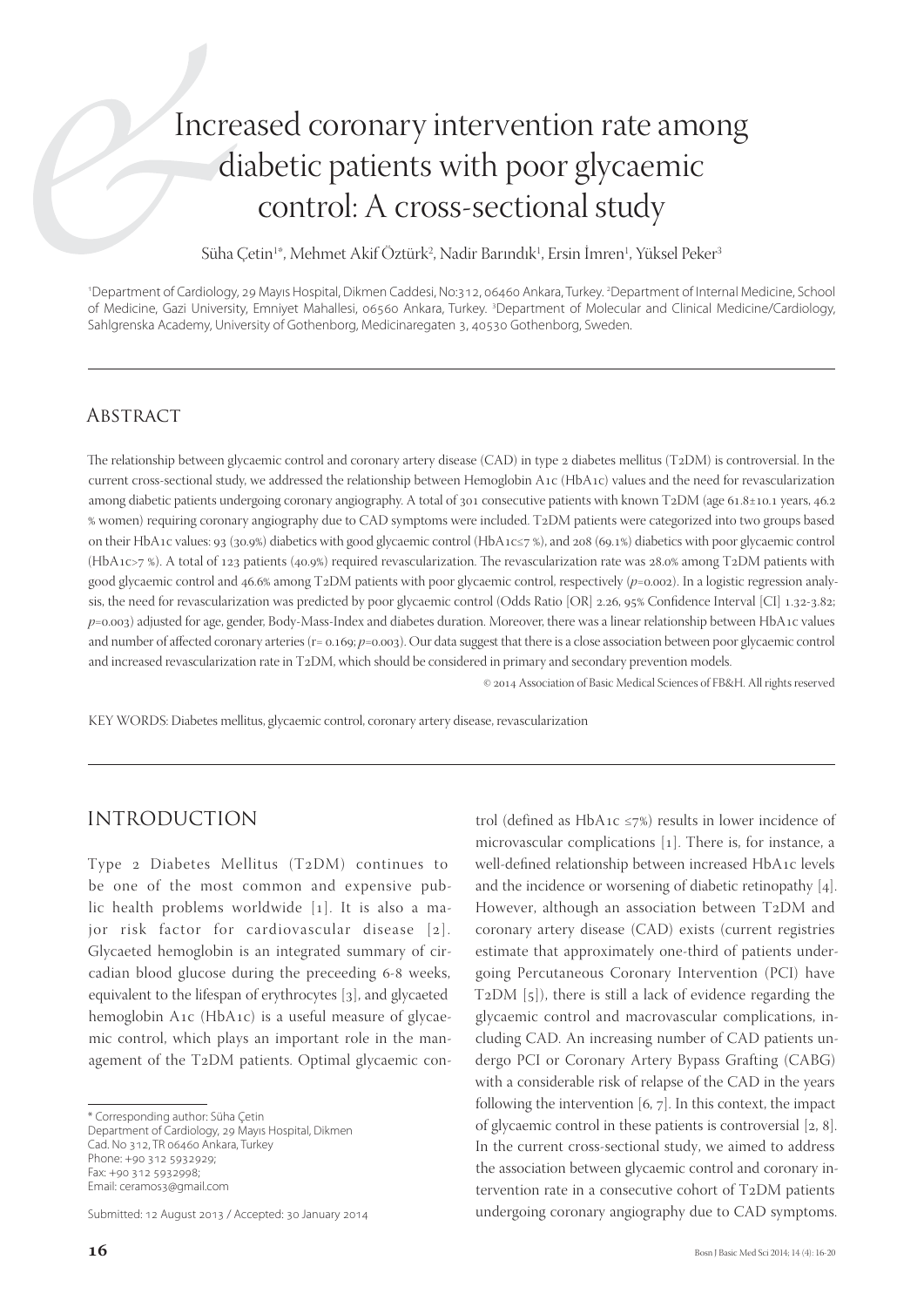# Increased coronary intervention rate among diabetic patients with poor glycaemic control: A cross-sectional study

Süha Çetin[1*], Mehmet Akif Öztürk[2], Nadir Barındık[1], Ersin İmren[1], Yüksel Peker[3]

[1]Department of Cardiology, 29 Mayıs Hospital, Dikmen Caddesi, No:312, 06460 Ankara, Turkey. [2]Department of Internal Medicine, School of Medicine, Gazi University, Emniyet Mahallesi, 06560 Ankara, Turkey. [3]Department of Molecular and Clinical Medicine/Cardiology, Sahlgrenska Academy, University of Gothenborg, Medicinaregaten 3, 40530 Gothenborg, Sweden.

## Abstract

The relationship between glycaemic control and coronary artery disease (CAD) in type 2 diabetes mellitus (T2DM) is controversial. In the current cross-sectional study, we addressed the relationship between Hemoglobin A1c (HbA1c) values and the need for revascularization among diabetic patients undergoing coronary angiography. A total of 301 consecutive patients with known T2DM (age 61.8±10.1 years, 46.2 % women) requiring coronary angiography due to CAD symptoms were included. T2DM patients were categorized into two groups based on their HbA1c values: 93 (30.9%) diabetics with good glycaemic control (HbA1c≤7 %), and 208 (69.1%) diabetics with poor glycaemic control (HbA1c>7 %). A total of 123 patients (40.9%) required revascularization. The revascularization rate was 28.0% among T2DM patients with good glycaemic control and 46.6% among T2DM patients with poor glycaemic control, respectively ($p$=0.002). In a logistic regression analysis, the need for revascularization was predicted by poor glycaemic control (Odds Ratio [OR] 2.26, 95% Confidence Interval [CI] 1.32-3.82; $p$=0.003) adjusted for age, gender, Body-Mass-Index and diabetes duration. Moreover, there was a linear relationship between HbA1c values and number of affected coronary arteries (r= 0.169; $p$=0.003). Our data suggest that there is a close association between poor glycaemic control and increased revascularization rate in T2DM, which should be considered in primary and secondary prevention models.

© 2014 Association of Basic Medical Sciences of FB&H. All rights reserved

KEY WORDS: Diabetes mellitus, glycaemic control, coronary artery disease, revascularization

## INTRODUCTION

Type 2 Diabetes Mellitus (T2DM) continues to be one of the most common and expensive public health problems worldwide [1]. It is also a major risk factor for cardiovascular disease [2]. Glycaeted hemoglobin is an integrated summary of circadian blood glucose during the preceeding 6-8 weeks, equivalent to the lifespan of erythrocytes [3], and glycaeted hemoglobin A1c (HbA1c) is a useful measure of glycaemic control, which plays an important role in the management of the T2DM patients. Optimal glycaemic control (defined as HbA1c ≤7%) results in lower incidence of microvascular complications [1]. There is, for instance, a well-defined relationship between increased HbA1c levels and the incidence or worsening of diabetic retinopathy [4]. However, although an association between T2DM and coronary artery disease (CAD) exists (current registries estimate that approximately one-third of patients undergoing Percutaneous Coronary Intervention (PCI) have T2DM [5]), there is still a lack of evidence regarding the glycaemic control and macrovascular complications, including CAD. An increasing number of CAD patients undergo PCI or Coronary Artery Bypass Grafting (CABG) with a considerable risk of relapse of the CAD in the years following the intervention [6, 7]. In this context, the impact of glycaemic control in these patients is controversial [2, 8]. In the current cross-sectional study, we aimed to address the association between glycaemic control and coronary intervention rate in a consecutive cohort of T2DM patients undergoing coronary angiography due to CAD symptoms.

\* Corresponding author: Süha Çetin
Department of Cardiology, 29 Mayıs Hospital, Dikmen Cad. No 312, TR 06460 Ankara, Turkey
Phone: +90 312 5932929;
Fax: +90 312 5932998;
Email: ceramos3@gmail.com

Submitted: 12 August 2013 / Accepted: 30 January 2014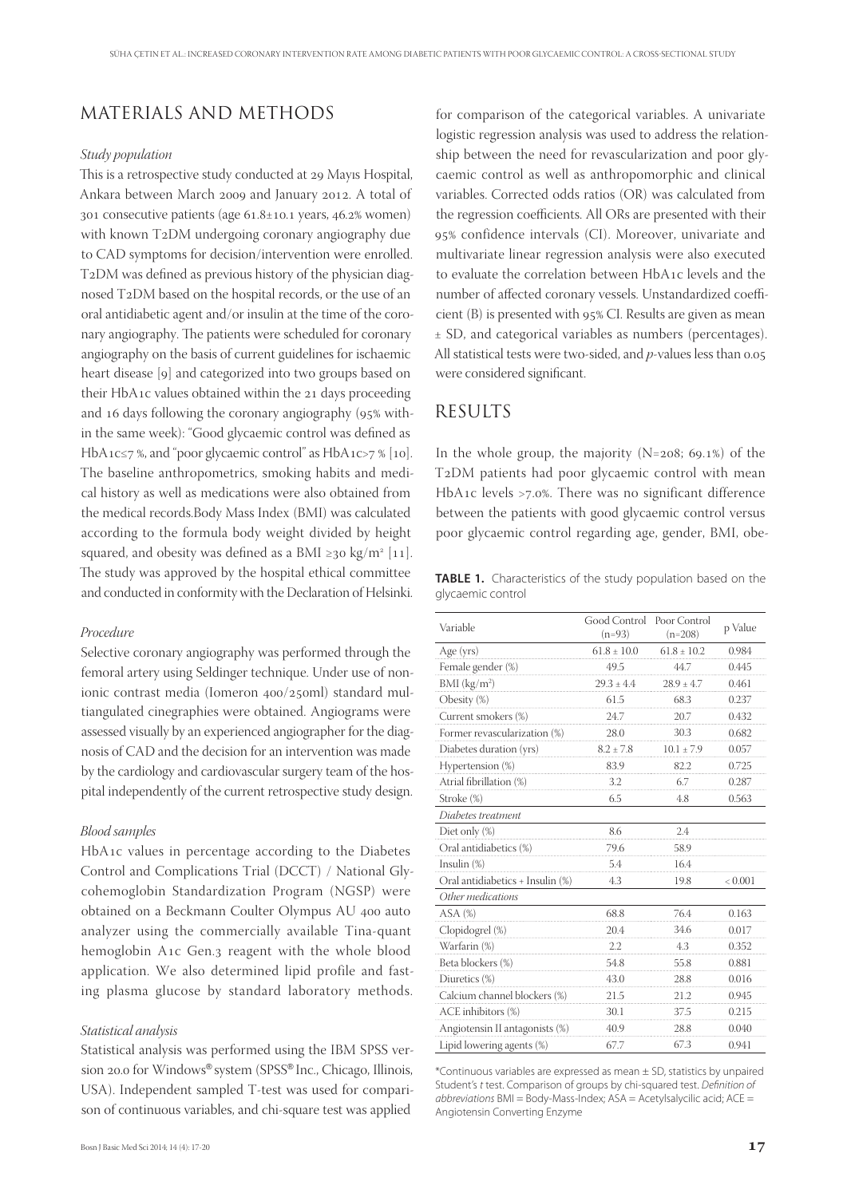## MATERIALS AND METHODS

### *Study population*

This is a retrospective study conducted at 29 Mayıs Hospital, Ankara between March 2009 and January 2012. A total of 301 consecutive patients (age 61.8±10.1 years, 46.2% women) with known T2DM undergoing coronary angiography due to CAD symptoms for decision/intervention were enrolled. T2DM was defined as previous history of the physician diagnosed T2DM based on the hospital records, or the use of an oral antidiabetic agent and/or insulin at the time of the coronary angiography. The patients were scheduled for coronary angiography on the basis of current guidelines for ischaemic heart disease [9] and categorized into two groups based on their HbA1c values obtained within the 21 days proceeding and 16 days following the coronary angiography (95% within the same week): "Good glycaemic control was defined as HbA1c≤7 %, and "poor glycaemic control" as HbA1c>7 % [10]. The baseline anthropometrics, smoking habits and medical history as well as medications were also obtained from the medical records.Body Mass Index (BMI) was calculated according to the formula body weight divided by height squared, and obesity was defined as a BMI ≥30 kg/m² [11]. The study was approved by the hospital ethical committee and conducted in conformity with the Declaration of Helsinki.

### *Procedure*

Selective coronary angiography was performed through the femoral artery using Seldinger technique. Under use of nonionic contrast media (Iomeron 400/250ml) standard multiangulated cinegraphies were obtained. Angiograms were assessed visually by an experienced angiographer for the diagnosis of CAD and the decision for an intervention was made by the cardiology and cardiovascular surgery team of the hospital independently of the current retrospective study design.

### *Blood samples*

HbA1c values in percentage according to the Diabetes Control and Complications Trial (DCCT) / National Glycohemoglobin Standardization Program (NGSP) were obtained on a Beckmann Coulter Olympus AU 400 auto analyzer using the commercially available Tina-quant hemoglobin A1c Gen.3 reagent with the whole blood application. We also determined lipid profile and fasting plasma glucose by standard laboratory methods.

### *Statistical analysis*

Statistical analysis was performed using the IBM SPSS version 20.0 for Windows® system (SPSS® Inc., Chicago, Illinois, USA). Independent sampled T-test was used for comparison of continuous variables, and chi-square test was applied for comparison of the categorical variables. A univariate logistic regression analysis was used to address the relationship between the need for revascularization and poor glycaemic control as well as anthropomorphic and clinical variables. Corrected odds ratios (OR) was calculated from the regression coefficients. All ORs are presented with their 95% confidence intervals (CI). Moreover, univariate and multivariate linear regression analysis were also executed to evaluate the correlation between HbA1c levels and the number of affected coronary vessels. Unstandardized coefficient (B) is presented with 95% CI. Results are given as mean ± SD, and categorical variables as numbers (percentages). All statistical tests were two-sided, and *p*-values less than 0.05 were considered significant.

## RESULTS

In the whole group, the majority (N=208; 69.1%) of the T2DM patients had poor glycaemic control with mean HbA1c levels >7.0%. There was no significant difference between the patients with good glycaemic control versus poor glycaemic control regarding age, gender, BMI, obe-

**TABLE 1.** Characteristics of the study population based on the glycaemic control

| Variable | Good Control (n=93) | Poor Control (n=208) | p Value |
|---|---|---|---|
| Age (yrs) | 61.8 ± 10.0 | 61.8 ± 10.2 | 0.984 |
| Female gender (%) | 49.5 | 44.7 | 0.445 |
| BMI (kg/m²) | 29.3 ± 4.4 | 28.9 ± 4.7 | 0.461 |
| Obesity (%) | 61.5 | 68.3 | 0.237 |
| Current smokers (%) | 24.7 | 20.7 | 0.432 |
| Former revascularization (%) | 28.0 | 30.3 | 0.682 |
| Diabetes duration (yrs) | 8.2 ± 7.8 | 10.1 ± 7.9 | 0.057 |
| Hypertension (%) | 83.9 | 82.2 | 0.725 |
| Atrial fibrillation (%) | 3.2 | 6.7 | 0.287 |
| Stroke (%) | 6.5 | 4.8 | 0.563 |
| *Diabetes treatment* | | | |
| Diet only (%) | 8.6 | 2.4 | |
| Oral antidiabetics (%) | 79.6 | 58.9 | |
| Insulin (%) | 5.4 | 16.4 | |
| Oral antidiabetics + Insulin (%) | 4.3 | 19.8 | < 0.001 |
| *Other medications* | | | |
| ASA (%) | 68.8 | 76.4 | 0.163 |
| Clopidogrel (%) | 20.4 | 34.6 | 0.017 |
| Warfarin (%) | 2.2 | 4.3 | 0.352 |
| Beta blockers (%) | 54.8 | 55.8 | 0.881 |
| Diuretics (%) | 43.0 | 28.8 | 0.016 |
| Calcium channel blockers (%) | 21.5 | 21.2 | 0.945 |
| ACE inhibitors (%) | 30.1 | 37.5 | 0.215 |
| Angiotensin II antagonists (%) | 40.9 | 28.8 | 0.040 |
| Lipid lowering agents (%) | 67.7 | 67.3 | 0.941 |

*Continuous variables are expressed as mean ± SD, statistics by unpaired Student's *t* test. Comparison of groups by chi-squared test. *Definition of abbreviations* BMI = Body-Mass-Index; ASA = Acetylsalycilic acid; ACE = Angiotensin Converting Enzyme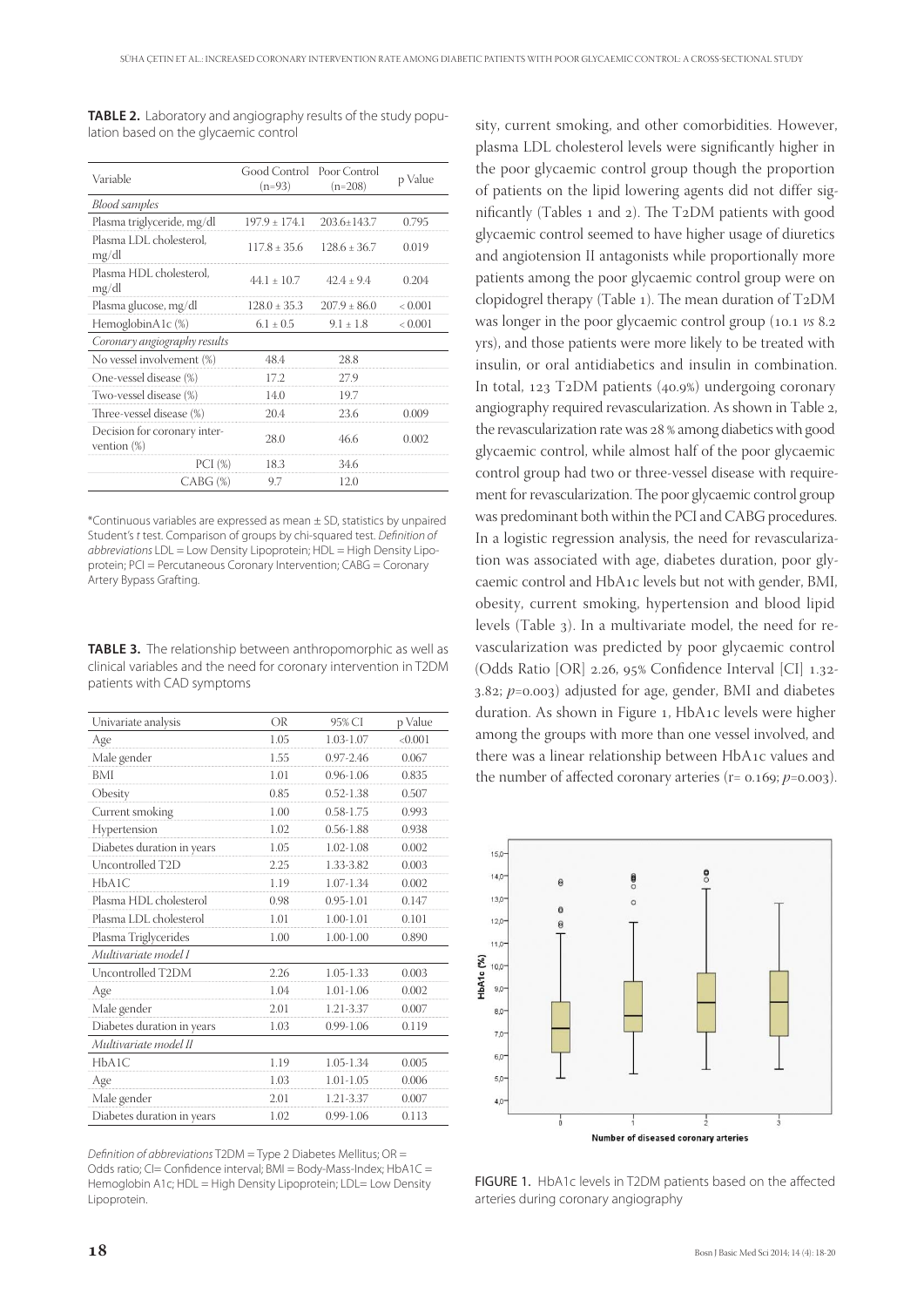**TABLE 2.** Laboratory and angiography results of the study population based on the glycaemic control

| Variable | Good Control (n=93) | Poor Control (n=208) | p Value |
|---|---|---|---|
| *Blood samples* | | | |
| Plasma triglyceride, mg/dl | 197.9 ± 174.1 | 203.6±143.7 | 0.795 |
| Plasma LDL cholesterol, mg/dl | 117.8 ± 35.6 | 128.6 ± 36.7 | 0.019 |
| Plasma HDL cholesterol, mg/dl | 44.1 ± 10.7 | 42.4 ± 9.4 | 0.204 |
| Plasma glucose, mg/dl | 128.0 ± 35.3 | 207.9 ± 86.0 | < 0.001 |
| HemoglobinA1c (%) | 6.1 ± 0.5 | 9.1 ± 1.8 | < 0.001 |
| *Coronary angiography results* | | | |
| No vessel involvement (%) | 48.4 | 28.8 | |
| One-vessel disease (%) | 17.2 | 27.9 | |
| Two-vessel disease (%) | 14.0 | 19.7 | |
| Three-vessel disease (%) | 20.4 | 23.6 | 0.009 |
| Decision for coronary intervention (%) | 28.0 | 46.6 | 0.002 |
| PCI (%) | 18.3 | 34.6 | |
| CABG (%) | 9.7 | 12.0 | |

*Continuous variables are expressed as mean ± SD, statistics by unpaired Student's *t* test. Comparison of groups by chi-squared test. *Definition of abbreviations* LDL = Low Density Lipoprotein; HDL = High Density Lipoprotein; PCI = Percutaneous Coronary Intervention; CABG = Coronary Artery Bypass Grafting.

**TABLE 3.** The relationship between anthropomorphic as well as clinical variables and the need for coronary intervention in T2DM patients with CAD symptoms

| Univariate analysis | OR | 95% CI | p Value |
|---|---|---|---|
| Age | 1.05 | 1.03-1.07 | <0.001 |
| Male gender | 1.55 | 0.97-2.46 | 0.067 |
| BMI | 1.01 | 0.96-1.06 | 0.835 |
| Obesity | 0.85 | 0.52-1.38 | 0.507 |
| Current smoking | 1.00 | 0.58-1.75 | 0.993 |
| Hypertension | 1.02 | 0.56-1.88 | 0.938 |
| Diabetes duration in years | 1.05 | 1.02-1.08 | 0.002 |
| Uncontrolled T2D | 2.25 | 1.33-3.82 | 0.003 |
| HbA1C | 1.19 | 1.07-1.34 | 0.002 |
| Plasma HDL cholesterol | 0.98 | 0.95-1.01 | 0.147 |
| Plasma LDL cholesterol | 1.01 | 1.00-1.01 | 0.101 |
| Plasma Triglycerides | 1.00 | 1.00-1.00 | 0.890 |
| *Multivariate model I* | | | |
| Uncontrolled T2DM | 2.26 | 1.05-1.33 | 0.003 |
| Age | 1.04 | 1.01-1.06 | 0.002 |
| Male gender | 2.01 | 1.21-3.37 | 0.007 |
| Diabetes duration in years | 1.03 | 0.99-1.06 | 0.119 |
| *Multivariate model II* | | | |
| HbA1C | 1.19 | 1.05-1.34 | 0.005 |
| Age | 1.03 | 1.01-1.05 | 0.006 |
| Male gender | 2.01 | 1.21-3.37 | 0.007 |
| Diabetes duration in years | 1.02 | 0.99-1.06 | 0.113 |

*Definition of abbreviations* T2DM = Type 2 Diabetes Mellitus; OR = Odds ratio; CI= Confidence interval; BMI = Body-Mass-Index; HbA1C = Hemoglobin A1c; HDL = High Density Lipoprotein; LDL= Low Density Lipoprotein.

sity, current smoking, and other comorbidities. However, plasma LDL cholesterol levels were significantly higher in the poor glycaemic control group though the proportion of patients on the lipid lowering agents did not differ significantly (Tables 1 and 2). The T2DM patients with good glycaemic control seemed to have higher usage of diuretics and angiotension II antagonists while proportionally more patients among the poor glycaemic control group were on clopidogrel therapy (Table 1). The mean duration of T2DM was longer in the poor glycaemic control group (10.1 *vs* 8.2 yrs), and those patients were more likely to be treated with insulin, or oral antidiabetics and insulin in combination. In total, 123 T2DM patients (40.9%) undergoing coronary angiography required revascularization. As shown in Table 2, the revascularization rate was 28 % among diabetics with good glycaemic control, while almost half of the poor glycaemic control group had two or three-vessel disease with requirement for revascularization. The poor glycaemic control group was predominant both within the PCI and CABG procedures. In a logistic regression analysis, the need for revascularization was associated with age, diabetes duration, poor glycaemic control and HbA1c levels but not with gender, BMI, obesity, current smoking, hypertension and blood lipid levels (Table 3). In a multivariate model, the need for revascularization was predicted by poor glycaemic control (Odds Ratio [OR] 2.26, 95% Confidence Interval [CI] 1.32-3.82; $p$=0.003) adjusted for age, gender, BMI and diabetes duration. As shown in Figure 1, HbA1c levels were higher among the groups with more than one vessel involved, and there was a linear relationship between HbA1c values and the number of affected coronary arteries (r= 0.169; $p$=0.003).

FIGURE 1. HbA1c levels in T2DM patients based on the affected arteries during coronary angiography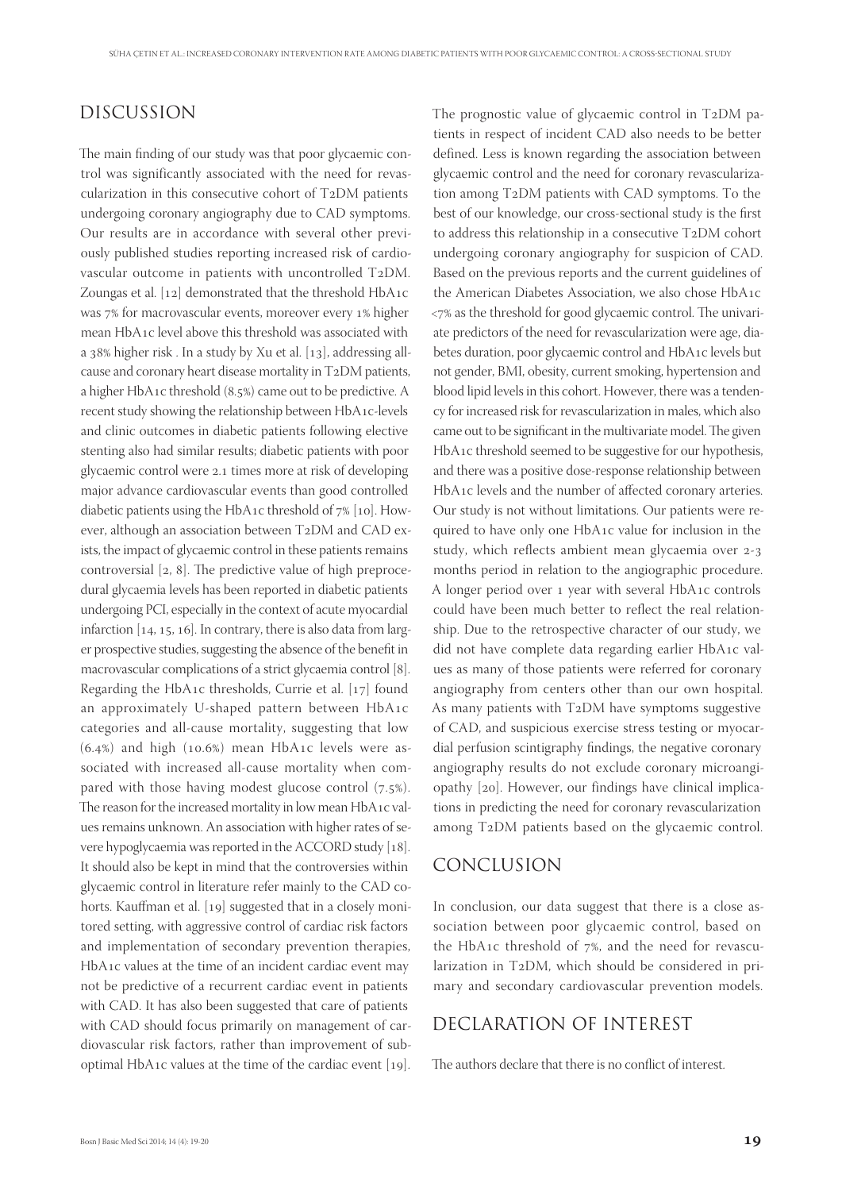## DISCUSSION

The main finding of our study was that poor glycaemic control was significantly associated with the need for revascularization in this consecutive cohort of T2DM patients undergoing coronary angiography due to CAD symptoms. Our results are in accordance with several other previously published studies reporting increased risk of cardiovascular outcome in patients with uncontrolled T2DM. Zoungas et al. [12] demonstrated that the threshold HbA1c was 7% for macrovascular events, moreover every 1% higher mean HbA1c level above this threshold was associated with a 38% higher risk . In a study by Xu et al. [13], addressing all-cause and coronary heart disease mortality in T2DM patients, a higher HbA1c threshold (8.5%) came out to be predictive. A recent study showing the relationship between HbA1c-levels and clinic outcomes in diabetic patients following elective stenting also had similar results; diabetic patients with poor glycaemic control were 2.1 times more at risk of developing major advance cardiovascular events than good controlled diabetic patients using the HbA1c threshold of 7% [10]. However, although an association between T2DM and CAD exists, the impact of glycaemic control in these patients remains controversial [2, 8]. The predictive value of high preprocedural glycaemia levels has been reported in diabetic patients undergoing PCI, especially in the context of acute myocardial infarction [14, 15, 16]. In contrary, there is also data from larger prospective studies, suggesting the absence of the benefit in macrovascular complications of a strict glycaemia control [8]. Regarding the HbA1c thresholds, Currie et al. [17] found an approximately U-shaped pattern between HbA1c categories and all-cause mortality, suggesting that low (6.4%) and high (10.6%) mean HbA1c levels were associated with increased all-cause mortality when compared with those having modest glucose control (7.5%). The reason for the increased mortality in low mean HbA1c values remains unknown. An association with higher rates of severe hypoglycaemia was reported in the ACCORD study [18]. It should also be kept in mind that the controversies within glycaemic control in literature refer mainly to the CAD cohorts. Kauffman et al. [19] suggested that in a closely monitored setting, with aggressive control of cardiac risk factors and implementation of secondary prevention therapies, HbA1c values at the time of an incident cardiac event may not be predictive of a recurrent cardiac event in patients with CAD. It has also been suggested that care of patients with CAD should focus primarily on management of cardiovascular risk factors, rather than improvement of suboptimal HbA1c values at the time of the cardiac event [19].

The prognostic value of glycaemic control in T2DM patients in respect of incident CAD also needs to be better defined. Less is known regarding the association between glycaemic control and the need for coronary revascularization among T2DM patients with CAD symptoms. To the best of our knowledge, our cross-sectional study is the first to address this relationship in a consecutive T2DM cohort undergoing coronary angiography for suspicion of CAD. Based on the previous reports and the current guidelines of the American Diabetes Association, we also chose HbA1c <7% as the threshold for good glycaemic control. The univariate predictors of the need for revascularization were age, diabetes duration, poor glycaemic control and HbA1c levels but not gender, BMI, obesity, current smoking, hypertension and blood lipid levels in this cohort. However, there was a tendency for increased risk for revascularization in males, which also came out to be significant in the multivariate model. The given HbA1c threshold seemed to be suggestive for our hypothesis, and there was a positive dose-response relationship between HbA1c levels and the number of affected coronary arteries. Our study is not without limitations. Our patients were required to have only one HbA1c value for inclusion in the study, which reflects ambient mean glycaemia over 2-3 months period in relation to the angiographic procedure. A longer period over 1 year with several HbA1c controls could have been much better to reflect the real relationship. Due to the retrospective character of our study, we did not have complete data regarding earlier HbA1c values as many of those patients were referred for coronary angiography from centers other than our own hospital. As many patients with T2DM have symptoms suggestive of CAD, and suspicious exercise stress testing or myocardial perfusion scintigraphy findings, the negative coronary angiography results do not exclude coronary microangiopathy [20]. However, our findings have clinical implications in predicting the need for coronary revascularization among T2DM patients based on the glycaemic control.

## CONCLUSION

In conclusion, our data suggest that there is a close association between poor glycaemic control, based on the HbA1c threshold of 7%, and the need for revascularization in T2DM, which should be considered in primary and secondary cardiovascular prevention models.

## DECLARATION OF INTEREST

The authors declare that there is no conflict of interest.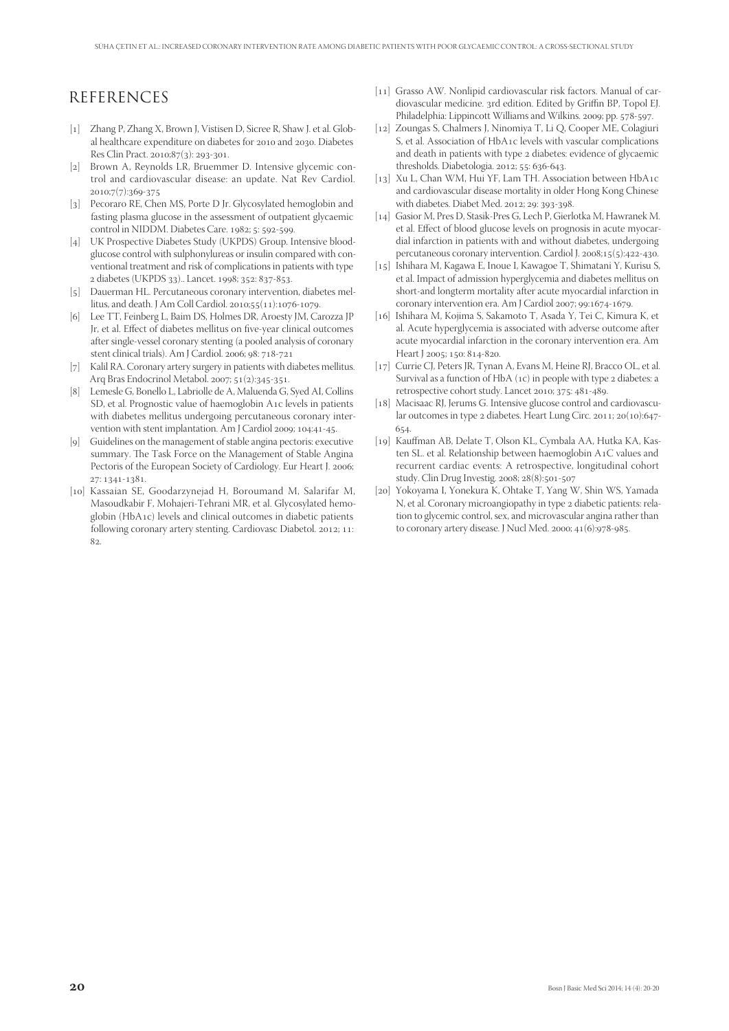## REFERENCES

[1] Zhang P, Zhang X, Brown J, Vistisen D, Sicree R, Shaw J. et al. Global healthcare expenditure on diabetes for 2010 and 2030. Diabetes Res Clin Pract. 2010;87(3): 293-301.

[2] Brown A, Reynolds LR, Bruemmer D. Intensive glycemic control and cardiovascular disease: an update. Nat Rev Cardiol. 2010;7(7):369-375

[3] Pecoraro RE, Chen MS, Porte D Jr. Glycosylated hemoglobin and fasting plasma glucose in the assessment of outpatient glycaemic control in NIDDM. Diabetes Care. 1982; 5: 592-599.

[4] UK Prospective Diabetes Study (UKPDS) Group. Intensive blood-glucose control with sulphonylureas or insulin compared with conventional treatment and risk of complications in patients with type 2 diabetes (UKPDS 33).. Lancet. 1998; 352: 837-853.

[5] Dauerman HL. Percutaneous coronary intervention, diabetes mellitus, and death. J Am Coll Cardiol. 2010;55(11):1076-1079.

[6] Lee TT, Feinberg L, Baim DS, Holmes DR, Aroesty JM, Carozza JP Jr, et al. Effect of diabetes mellitus on five-year clinical outcomes after single-vessel coronary stenting (a pooled analysis of coronary stent clinical trials). Am J Cardiol. 2006; 98: 718-721

[7] Kalil RA. Coronary artery surgery in patients with diabetes mellitus. Arq Bras Endocrinol Metabol. 2007; 51(2):345-351.

[8] Lemesle G, Bonello L, Labriolle de A, Maluenda G, Syed AI, Collins SD, et al. Prognostic value of haemoglobin A1c levels in patients with diabetes mellitus undergoing percutaneous coronary intervention with stent implantation. Am J Cardiol 2009; 104:41-45.

[9] Guidelines on the management of stable angina pectoris: executive summary. The Task Force on the Management of Stable Angina Pectoris of the European Society of Cardiology. Eur Heart J. 2006; 27: 1341-1381.

[10] Kassaian SE, Goodarzynejad H, Boroumand M, Salarifar M, Masoudkabir F, Mohajeri-Tehrani MR, et al. Glycosylated hemoglobin (HbA1c) levels and clinical outcomes in diabetic patients following coronary artery stenting. Cardiovasc Diabetol. 2012; 11: 82.

[11] Grasso AW. Nonlipid cardiovascular risk factors. Manual of cardiovascular medicine. 3rd edition. Edited by Griffin BP, Topol EJ. Philadelphia: Lippincott Williams and Wilkins. 2009; pp. 578-597.

[12] Zoungas S, Chalmers J, Ninomiya T, Li Q, Cooper ME, Colagiuri S, et al. Association of HbA1c levels with vascular complications and death in patients with type 2 diabetes: evidence of glycaemic thresholds. Diabetologia. 2012; 55: 636-643.

[13] Xu L, Chan WM, Hui YF, Lam TH. Association between HbA1c and cardiovascular disease mortality in older Hong Kong Chinese with diabetes. Diabet Med. 2012; 29: 393-398.

[14] Gasior M, Pres D, Stasik-Pres G, Lech P, Gierlotka M, Hawranek M. et al. Effect of blood glucose levels on prognosis in acute myocardial infarction in patients with and without diabetes, undergoing percutaneous coronary intervention. Cardiol J. 2008;15(5):422-430.

[15] Ishihara M, Kagawa E, Inoue I, Kawagoe T, Shimatani Y, Kurisu S, et al. Impact of admission hyperglycemia and diabetes mellitus on short-and longterm mortality after acute myocardial infarction in coronary intervention era. Am J Cardiol 2007; 99:1674-1679.

[16] Ishihara M, Kojima S, Sakamoto T, Asada Y, Tei C, Kimura K, et al. Acute hyperglycemia is associated with adverse outcome after acute myocardial infarction in the coronary intervention era. Am Heart J 2005; 150: 814-820.

[17] Currie CJ, Peters JR, Tynan A, Evans M, Heine RJ, Bracco OL, et al. Survival as a function of HbA (1c) in people with type 2 diabetes: a retrospective cohort study. Lancet 2010; 375: 481-489.

[18] Macisaac RJ, Jerums G. Intensive glucose control and cardiovascular outcomes in type 2 diabetes. Heart Lung Circ. 2011; 20(10):647-654.

[19] Kauffman AB, Delate T, Olson KL, Cymbala AA, Hutka KA, Kasten SL. et al. Relationship between haemoglobin A1C values and recurrent cardiac events: A retrospective, longitudinal cohort study. Clin Drug Investig. 2008; 28(8):501-507

[20] Yokoyama I, Yonekura K, Ohtake T, Yang W, Shin WS, Yamada N, et al. Coronary microangiopathy in type 2 diabetic patients: relation to glycemic control, sex, and microvascular angina rather than to coronary artery disease. J Nucl Med. 2000; 41(6):978-985.